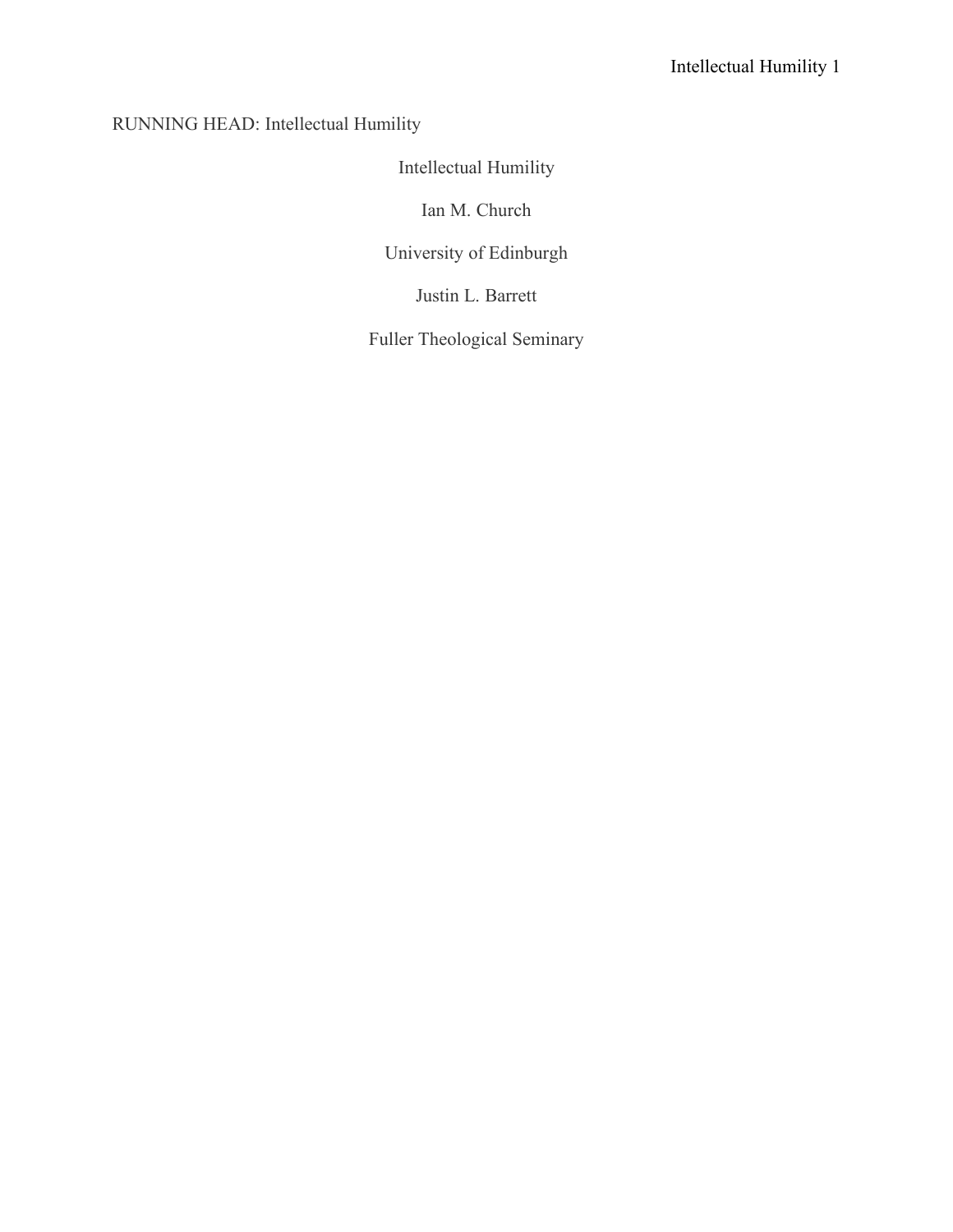RUNNING HEAD: Intellectual Humility

# Intellectual Humility

Ian M. Church

University of Edinburgh

Justin L. Barrett

Fuller Theological Seminary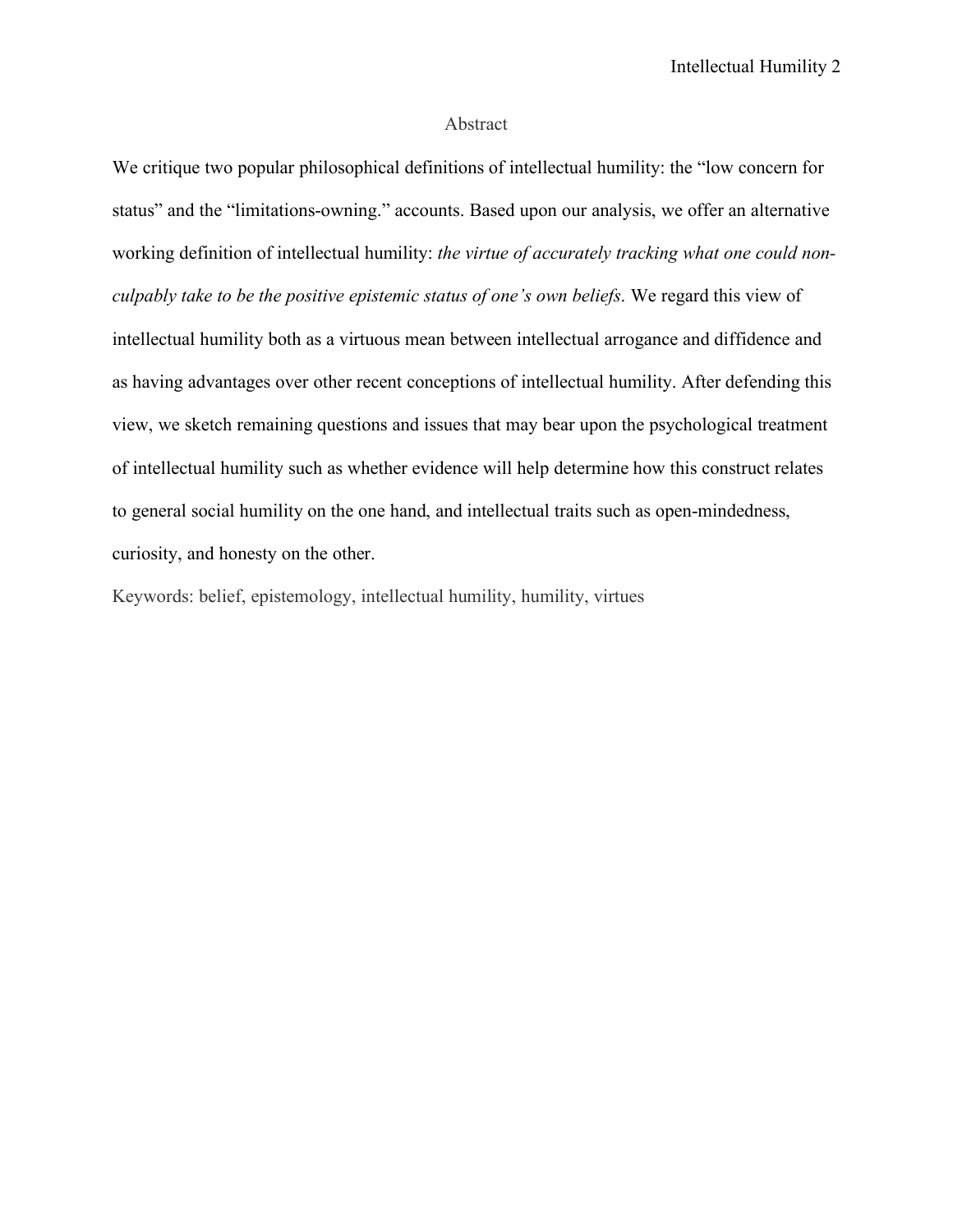# Abstract

We critique two popular philosophical definitions of intellectual humility: the "low concern for status" and the "limitations-owning." accounts. Based upon our analysis, we offer an alternative working definition of intellectual humility: *the virtue of accurately tracking what one could non-culpably take to be the positive epistemic status of one's own beliefs*. We regard this view of intellectual humility both as a virtuous mean between intellectual arrogance and diffidence and as having advantages over other recent conceptions of intellectual humility. After defending this view, we sketch remaining questions and issues that may bear upon the psychological treatment of intellectual humility such as whether evidence will help determine how this construct relates to general social humility on the one hand, and intellectual traits such as open-mindedness, curiosity, and honesty on the other.

Keywords: belief, epistemology, intellectual humility, humility, virtues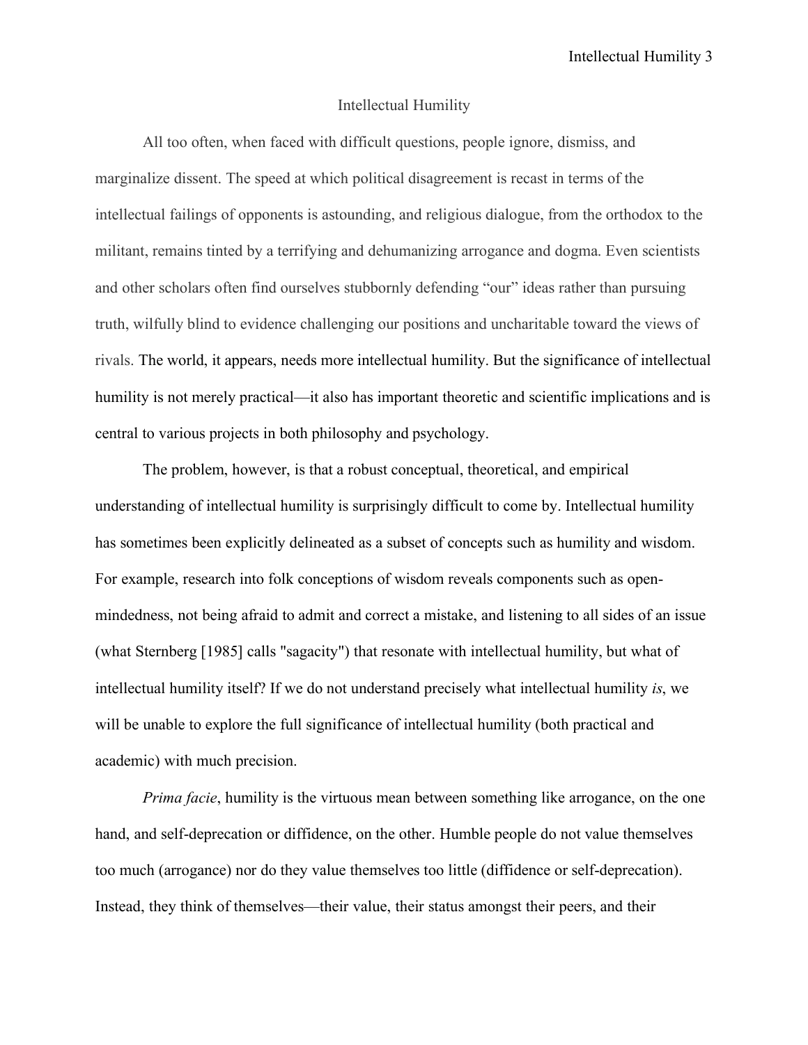# Intellectual Humility

All too often, when faced with difficult questions, people ignore, dismiss, and marginalize dissent. The speed at which political disagreement is recast in terms of the intellectual failings of opponents is astounding, and religious dialogue, from the orthodox to the militant, remains tinted by a terrifying and dehumanizing arrogance and dogma. Even scientists and other scholars often find ourselves stubbornly defending "our" ideas rather than pursuing truth, wilfully blind to evidence challenging our positions and uncharitable toward the views of rivals. The world, it appears, needs more intellectual humility. But the significance of intellectual humility is not merely practical—it also has important theoretic and scientific implications and is central to various projects in both philosophy and psychology.

The problem, however, is that a robust conceptual, theoretical, and empirical understanding of intellectual humility is surprisingly difficult to come by. Intellectual humility has sometimes been explicitly delineated as a subset of concepts such as humility and wisdom. For example, research into folk conceptions of wisdom reveals components such as open-mindedness, not being afraid to admit and correct a mistake, and listening to all sides of an issue (what Sternberg [1985] calls "sagacity") that resonate with intellectual humility, but what of intellectual humility itself? If we do not understand precisely what intellectual humility *is*, we will be unable to explore the full significance of intellectual humility (both practical and academic) with much precision.

*Prima facie*, humility is the virtuous mean between something like arrogance, on the one hand, and self-deprecation or diffidence, on the other. Humble people do not value themselves too much (arrogance) nor do they value themselves too little (diffidence or self-deprecation). Instead, they think of themselves—their value, their status amongst their peers, and their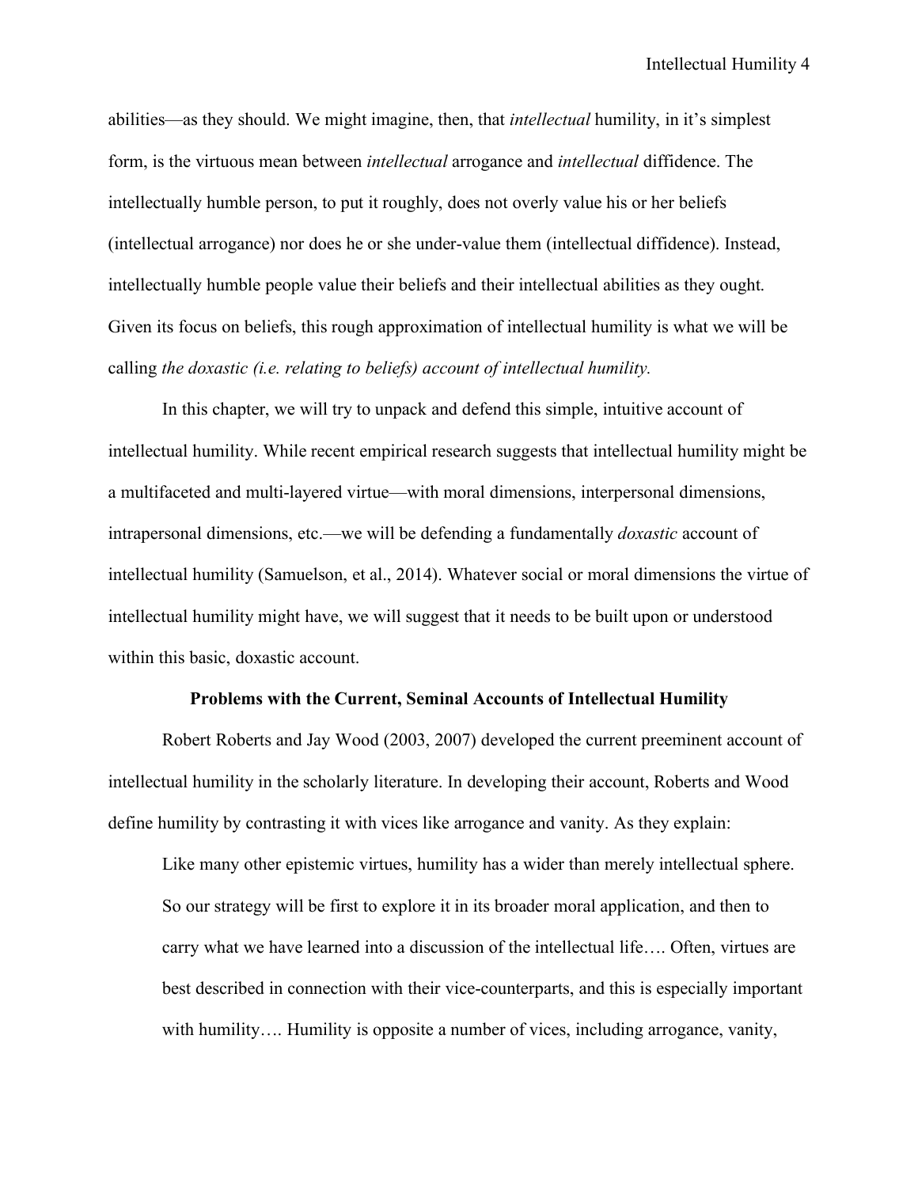abilities—as they should. We might imagine, then, that *intellectual* humility, in it's simplest form, is the virtuous mean between *intellectual* arrogance and *intellectual* diffidence. The intellectually humble person, to put it roughly, does not overly value his or her beliefs (intellectual arrogance) nor does he or she under-value them (intellectual diffidence). Instead, intellectually humble people value their beliefs and their intellectual abilities as they ought. Given its focus on beliefs, this rough approximation of intellectual humility is what we will be calling *the doxastic (i.e. relating to beliefs) account of intellectual humility.*

In this chapter, we will try to unpack and defend this simple, intuitive account of intellectual humility. While recent empirical research suggests that intellectual humility might be a multifaceted and multi-layered virtue—with moral dimensions, interpersonal dimensions, intrapersonal dimensions, etc.—we will be defending a fundamentally *doxastic* account of intellectual humility (Samuelson, et al., 2014). Whatever social or moral dimensions the virtue of intellectual humility might have, we will suggest that it needs to be built upon or understood within this basic, doxastic account.

## Problems with the Current, Seminal Accounts of Intellectual Humility

Robert Roberts and Jay Wood (2003, 2007) developed the current preeminent account of intellectual humility in the scholarly literature. In developing their account, Roberts and Wood define humility by contrasting it with vices like arrogance and vanity. As they explain:

> Like many other epistemic virtues, humility has a wider than merely intellectual sphere. So our strategy will be first to explore it in its broader moral application, and then to carry what we have learned into a discussion of the intellectual life…. Often, virtues are best described in connection with their vice-counterparts, and this is especially important with humility…. Humility is opposite a number of vices, including arrogance, vanity,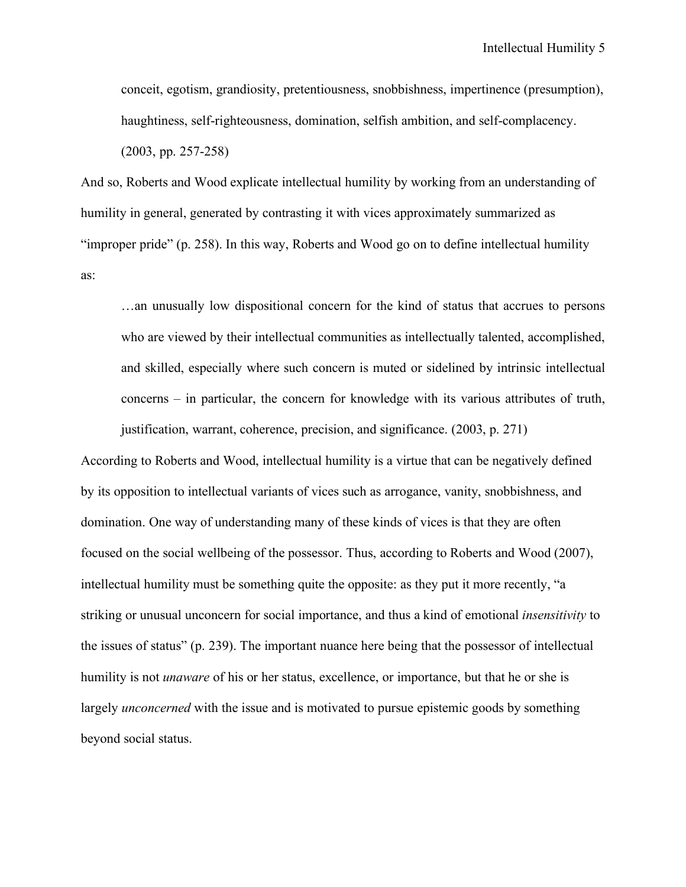> conceit, egotism, grandiosity, pretentiousness, snobbishness, impertinence (presumption), haughtiness, self-righteousness, domination, selfish ambition, and self-complacency. (2003, pp. 257-258)

And so, Roberts and Wood explicate intellectual humility by working from an understanding of humility in general, generated by contrasting it with vices approximately summarized as "improper pride" (p. 258). In this way, Roberts and Wood go on to define intellectual humility as:

> …an unusually low dispositional concern for the kind of status that accrues to persons who are viewed by their intellectual communities as intellectually talented, accomplished, and skilled, especially where such concern is muted or sidelined by intrinsic intellectual concerns – in particular, the concern for knowledge with its various attributes of truth, justification, warrant, coherence, precision, and significance. (2003, p. 271)

According to Roberts and Wood, intellectual humility is a virtue that can be negatively defined by its opposition to intellectual variants of vices such as arrogance, vanity, snobbishness, and domination. One way of understanding many of these kinds of vices is that they are often focused on the social wellbeing of the possessor. Thus, according to Roberts and Wood (2007), intellectual humility must be something quite the opposite: as they put it more recently, "a striking or unusual unconcern for social importance, and thus a kind of emotional *insensitivity* to the issues of status" (p. 239). The important nuance here being that the possessor of intellectual humility is not *unaware* of his or her status, excellence, or importance, but that he or she is largely *unconcerned* with the issue and is motivated to pursue epistemic goods by something beyond social status.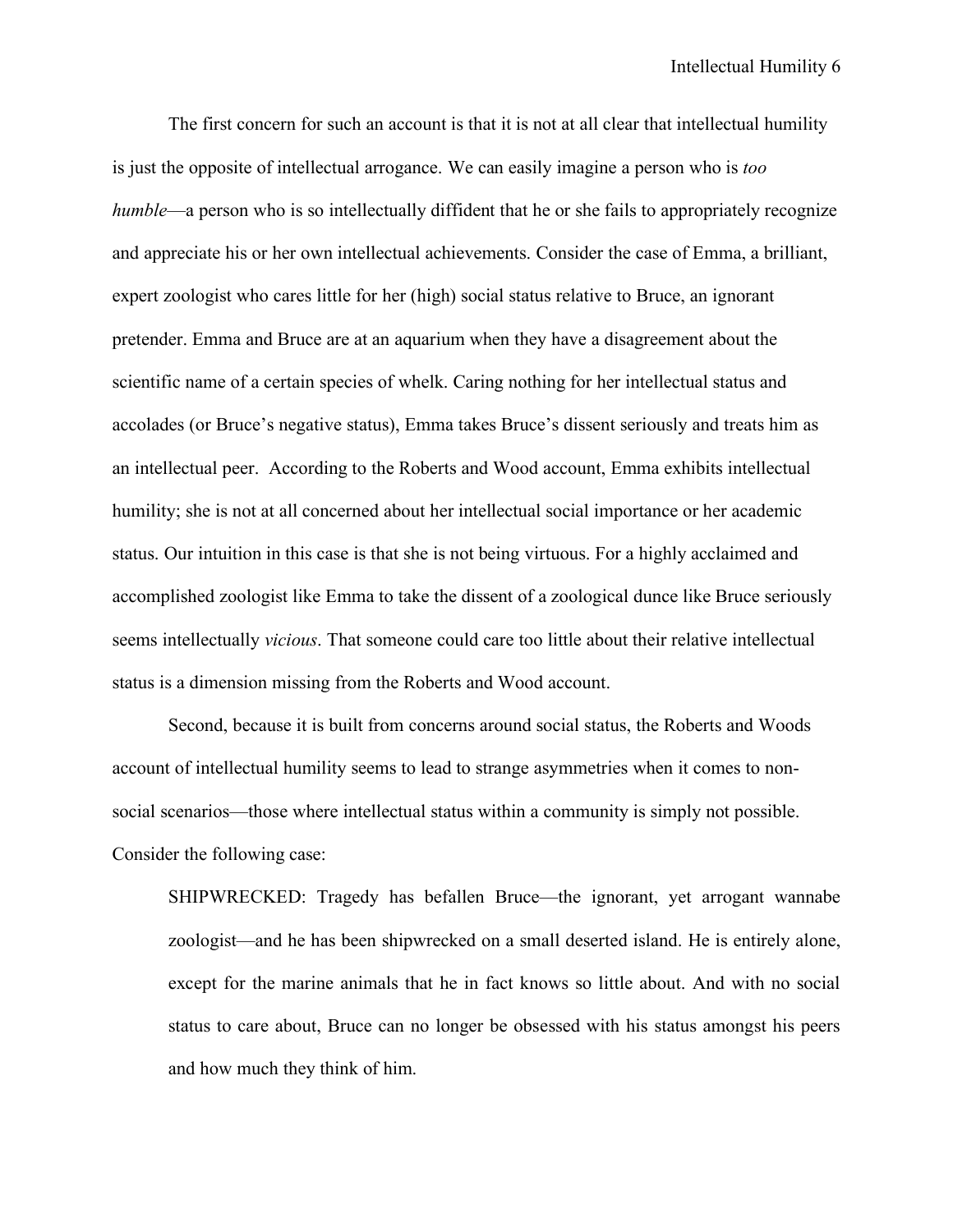The first concern for such an account is that it is not at all clear that intellectual humility is just the opposite of intellectual arrogance. We can easily imagine a person who is *too humble*—a person who is so intellectually diffident that he or she fails to appropriately recognize and appreciate his or her own intellectual achievements. Consider the case of Emma, a brilliant, expert zoologist who cares little for her (high) social status relative to Bruce, an ignorant pretender. Emma and Bruce are at an aquarium when they have a disagreement about the scientific name of a certain species of whelk. Caring nothing for her intellectual status and accolades (or Bruce's negative status), Emma takes Bruce's dissent seriously and treats him as an intellectual peer. According to the Roberts and Wood account, Emma exhibits intellectual humility; she is not at all concerned about her intellectual social importance or her academic status. Our intuition in this case is that she is not being virtuous. For a highly acclaimed and accomplished zoologist like Emma to take the dissent of a zoological dunce like Bruce seriously seems intellectually *vicious*. That someone could care too little about their relative intellectual status is a dimension missing from the Roberts and Wood account.

Second, because it is built from concerns around social status, the Roberts and Woods account of intellectual humility seems to lead to strange asymmetries when it comes to non-social scenarios—those where intellectual status within a community is simply not possible. Consider the following case:

> SHIPWRECKED: Tragedy has befallen Bruce—the ignorant, yet arrogant wannabe zoologist—and he has been shipwrecked on a small deserted island. He is entirely alone, except for the marine animals that he in fact knows so little about. And with no social status to care about, Bruce can no longer be obsessed with his status amongst his peers and how much they think of him.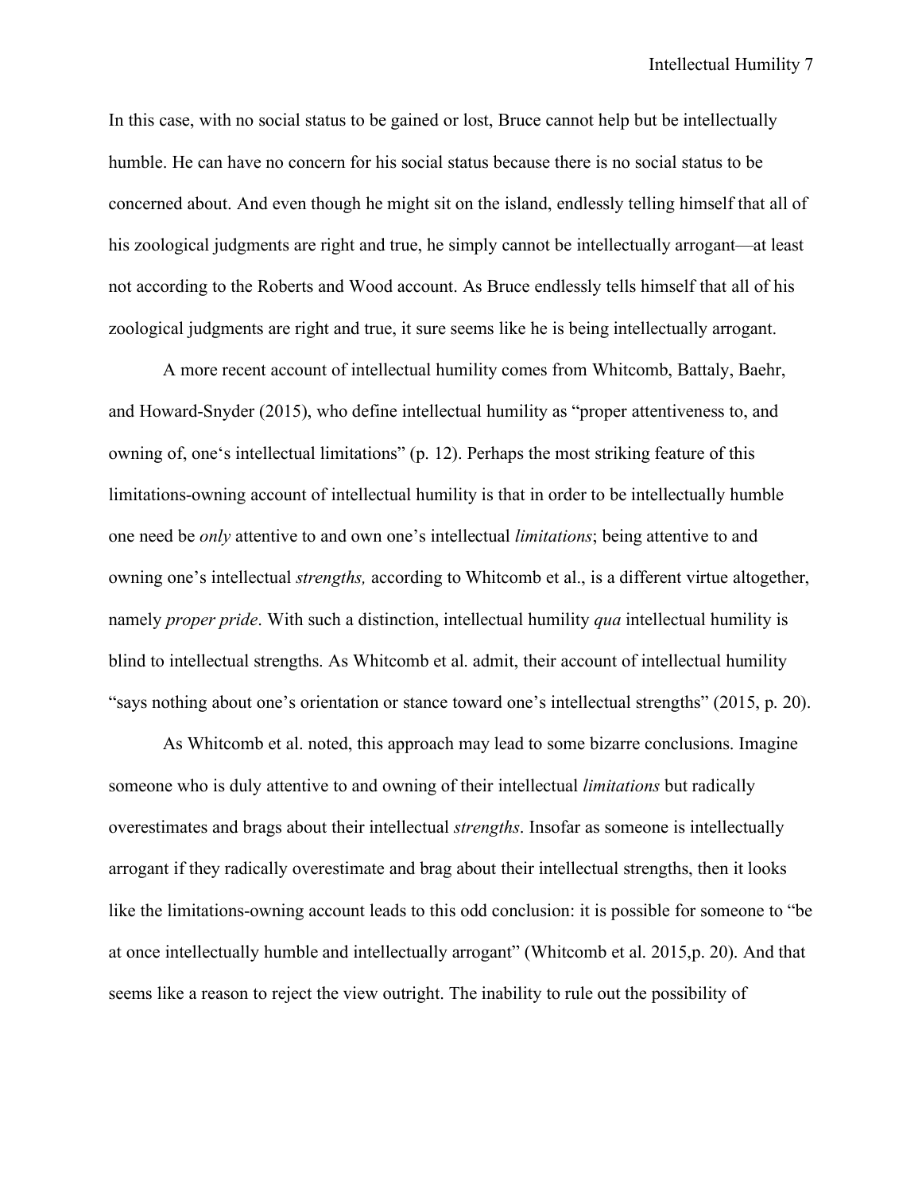In this case, with no social status to be gained or lost, Bruce cannot help but be intellectually humble. He can have no concern for his social status because there is no social status to be concerned about. And even though he might sit on the island, endlessly telling himself that all of his zoological judgments are right and true, he simply cannot be intellectually arrogant—at least not according to the Roberts and Wood account. As Bruce endlessly tells himself that all of his zoological judgments are right and true, it sure seems like he is being intellectually arrogant.

A more recent account of intellectual humility comes from Whitcomb, Battaly, Baehr, and Howard-Snyder (2015), who define intellectual humility as "proper attentiveness to, and owning of, one's intellectual limitations" (p. 12). Perhaps the most striking feature of this limitations-owning account of intellectual humility is that in order to be intellectually humble one need be *only* attentive to and own one's intellectual *limitations*; being attentive to and owning one's intellectual *strengths,* according to Whitcomb et al., is a different virtue altogether, namely *proper pride*. With such a distinction, intellectual humility *qua* intellectual humility is blind to intellectual strengths. As Whitcomb et al. admit, their account of intellectual humility "says nothing about one's orientation or stance toward one's intellectual strengths" (2015, p. 20).

As Whitcomb et al. noted, this approach may lead to some bizarre conclusions. Imagine someone who is duly attentive to and owning of their intellectual *limitations* but radically overestimates and brags about their intellectual *strengths*. Insofar as someone is intellectually arrogant if they radically overestimate and brag about their intellectual strengths, then it looks like the limitations-owning account leads to this odd conclusion: it is possible for someone to "be at once intellectually humble and intellectually arrogant" (Whitcomb et al. 2015,p. 20). And that seems like a reason to reject the view outright. The inability to rule out the possibility of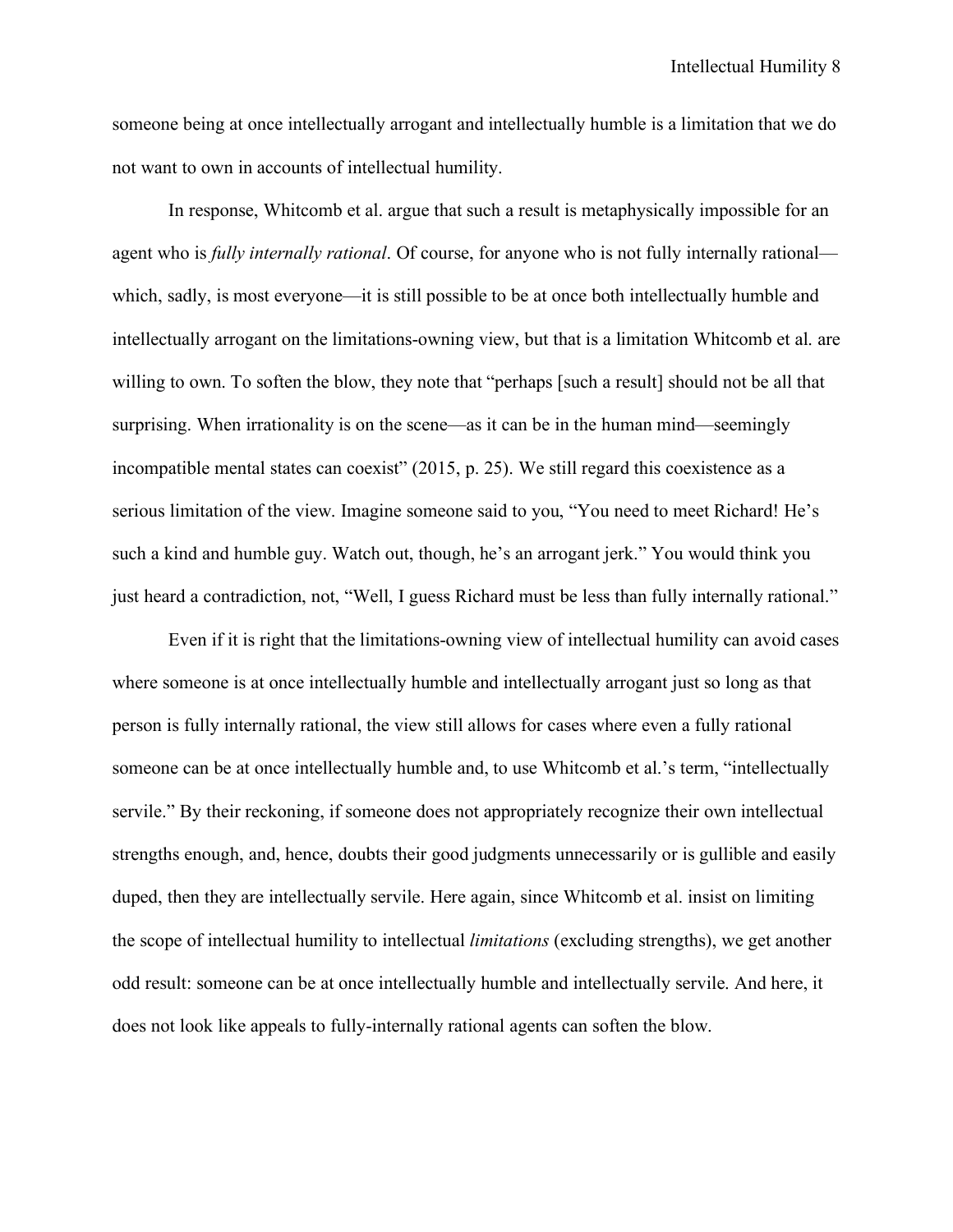someone being at once intellectually arrogant and intellectually humble is a limitation that we do not want to own in accounts of intellectual humility.

In response, Whitcomb et al. argue that such a result is metaphysically impossible for an agent who is *fully internally rational*. Of course, for anyone who is not fully internally rational—which, sadly, is most everyone—it is still possible to be at once both intellectually humble and intellectually arrogant on the limitations-owning view, but that is a limitation Whitcomb et al. are willing to own. To soften the blow, they note that "perhaps [such a result] should not be all that surprising. When irrationality is on the scene—as it can be in the human mind—seemingly incompatible mental states can coexist" (2015, p. 25). We still regard this coexistence as a serious limitation of the view. Imagine someone said to you, "You need to meet Richard! He's such a kind and humble guy. Watch out, though, he's an arrogant jerk." You would think you just heard a contradiction, not, "Well, I guess Richard must be less than fully internally rational."

Even if it is right that the limitations-owning view of intellectual humility can avoid cases where someone is at once intellectually humble and intellectually arrogant just so long as that person is fully internally rational, the view still allows for cases where even a fully rational someone can be at once intellectually humble and, to use Whitcomb et al.'s term, "intellectually servile." By their reckoning, if someone does not appropriately recognize their own intellectual strengths enough, and, hence, doubts their good judgments unnecessarily or is gullible and easily duped, then they are intellectually servile. Here again, since Whitcomb et al. insist on limiting the scope of intellectual humility to intellectual *limitations* (excluding strengths), we get another odd result: someone can be at once intellectually humble and intellectually servile. And here, it does not look like appeals to fully-internally rational agents can soften the blow.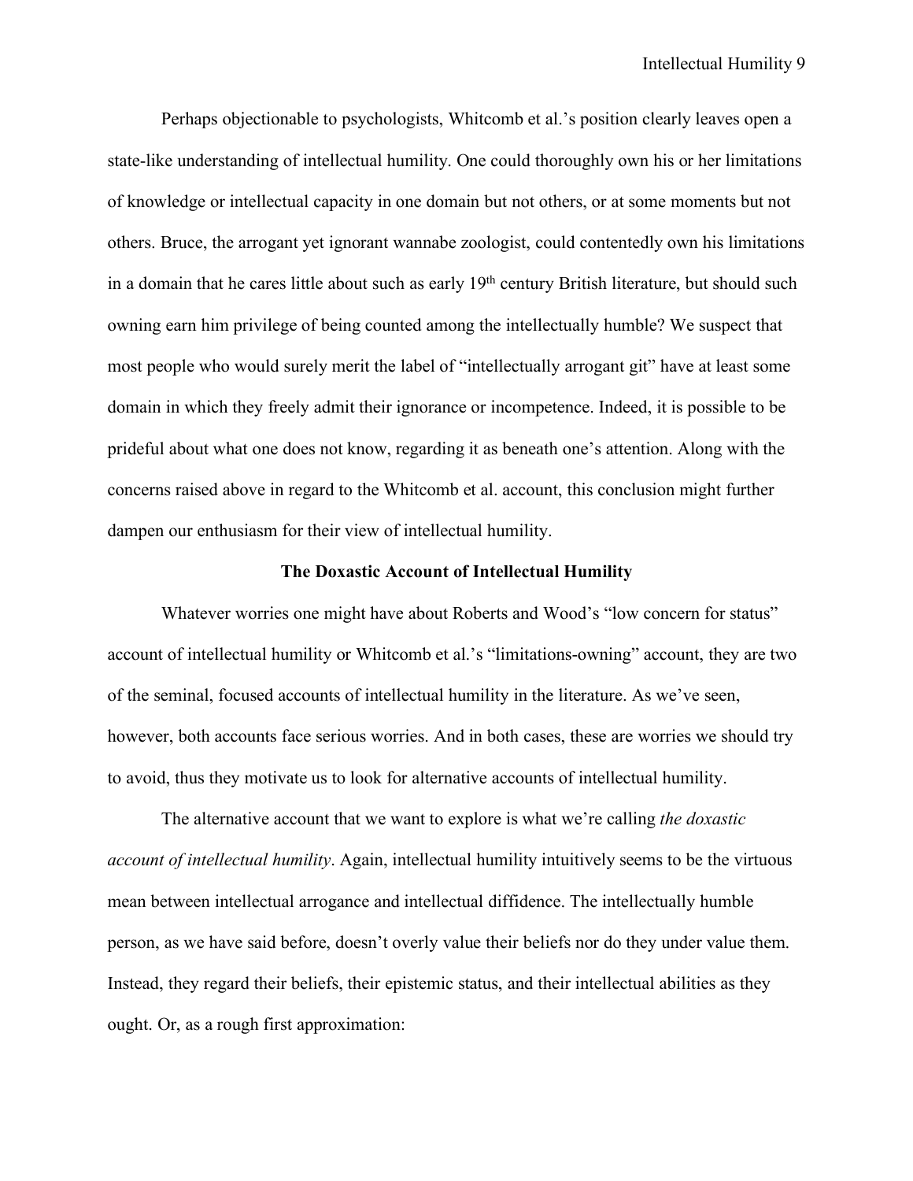Perhaps objectionable to psychologists, Whitcomb et al.'s position clearly leaves open a state-like understanding of intellectual humility. One could thoroughly own his or her limitations of knowledge or intellectual capacity in one domain but not others, or at some moments but not others. Bruce, the arrogant yet ignorant wannabe zoologist, could contentedly own his limitations in a domain that he cares little about such as early 19th century British literature, but should such owning earn him privilege of being counted among the intellectually humble? We suspect that most people who would surely merit the label of "intellectually arrogant git" have at least some domain in which they freely admit their ignorance or incompetence. Indeed, it is possible to be prideful about what one does not know, regarding it as beneath one's attention. Along with the concerns raised above in regard to the Whitcomb et al. account, this conclusion might further dampen our enthusiasm for their view of intellectual humility.

## The Doxastic Account of Intellectual Humility

Whatever worries one might have about Roberts and Wood's "low concern for status" account of intellectual humility or Whitcomb et al.'s "limitations-owning" account, they are two of the seminal, focused accounts of intellectual humility in the literature. As we've seen, however, both accounts face serious worries. And in both cases, these are worries we should try to avoid, thus they motivate us to look for alternative accounts of intellectual humility.

The alternative account that we want to explore is what we're calling *the doxastic account of intellectual humility*. Again, intellectual humility intuitively seems to be the virtuous mean between intellectual arrogance and intellectual diffidence. The intellectually humble person, as we have said before, doesn't overly value their beliefs nor do they under value them. Instead, they regard their beliefs, their epistemic status, and their intellectual abilities as they ought. Or, as a rough first approximation: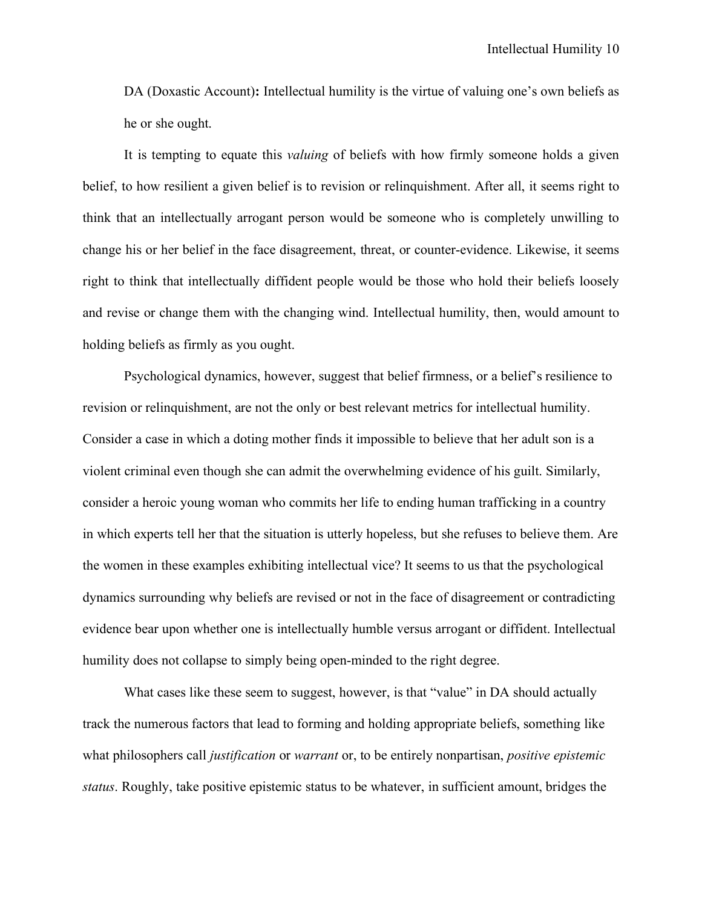DA (Doxastic Account)**:** Intellectual humility is the virtue of valuing one's own beliefs as he or she ought.

It is tempting to equate this *valuing* of beliefs with how firmly someone holds a given belief, to how resilient a given belief is to revision or relinquishment. After all, it seems right to think that an intellectually arrogant person would be someone who is completely unwilling to change his or her belief in the face disagreement, threat, or counter-evidence. Likewise, it seems right to think that intellectually diffident people would be those who hold their beliefs loosely and revise or change them with the changing wind. Intellectual humility, then, would amount to holding beliefs as firmly as you ought.

Psychological dynamics, however, suggest that belief firmness, or a belief's resilience to revision or relinquishment, are not the only or best relevant metrics for intellectual humility. Consider a case in which a doting mother finds it impossible to believe that her adult son is a violent criminal even though she can admit the overwhelming evidence of his guilt. Similarly, consider a heroic young woman who commits her life to ending human trafficking in a country in which experts tell her that the situation is utterly hopeless, but she refuses to believe them. Are the women in these examples exhibiting intellectual vice? It seems to us that the psychological dynamics surrounding why beliefs are revised or not in the face of disagreement or contradicting evidence bear upon whether one is intellectually humble versus arrogant or diffident. Intellectual humility does not collapse to simply being open-minded to the right degree.

What cases like these seem to suggest, however, is that "value" in DA should actually track the numerous factors that lead to forming and holding appropriate beliefs, something like what philosophers call *justification* or *warrant* or, to be entirely nonpartisan, *positive epistemic status*. Roughly, take positive epistemic status to be whatever, in sufficient amount, bridges the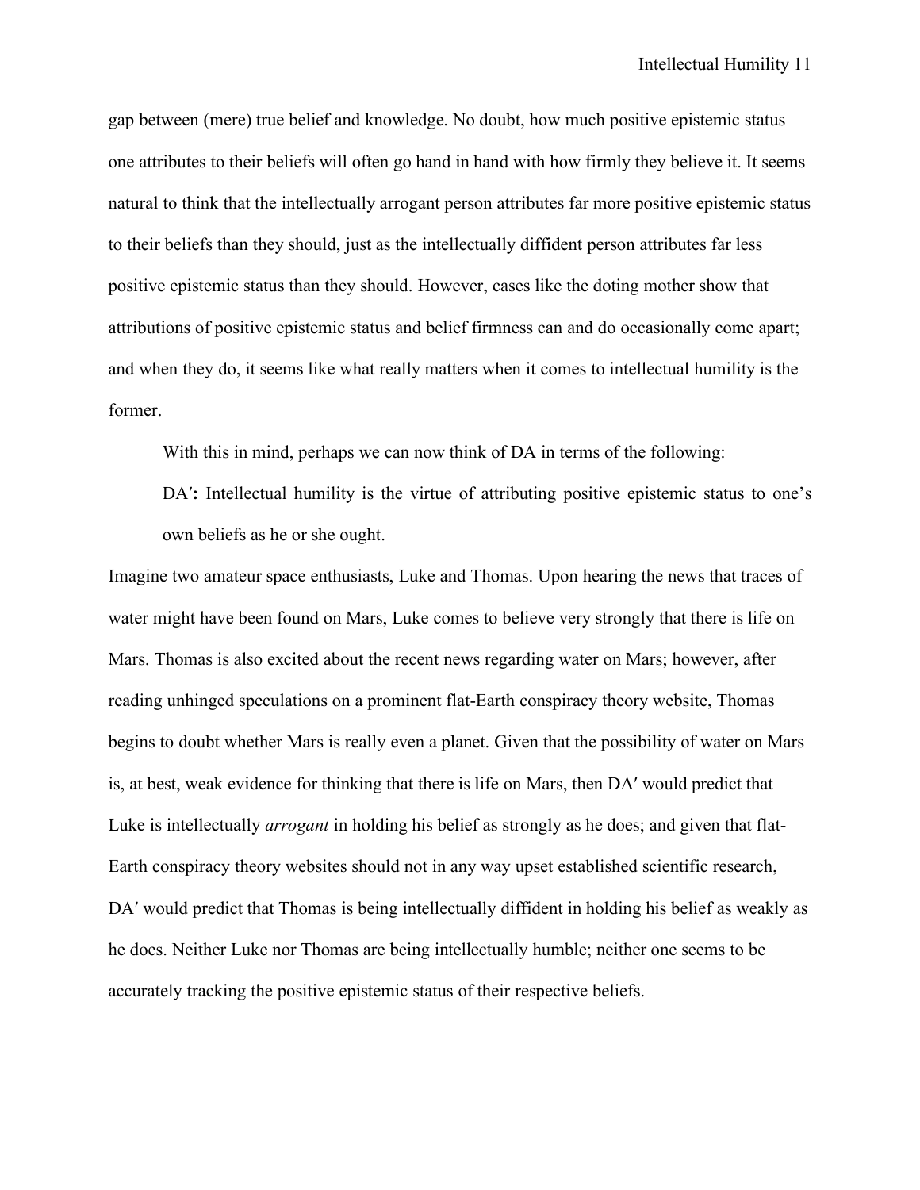gap between (mere) true belief and knowledge. No doubt, how much positive epistemic status one attributes to their beliefs will often go hand in hand with how firmly they believe it. It seems natural to think that the intellectually arrogant person attributes far more positive epistemic status to their beliefs than they should, just as the intellectually diffident person attributes far less positive epistemic status than they should. However, cases like the doting mother show that attributions of positive epistemic status and belief firmness can and do occasionally come apart; and when they do, it seems like what really matters when it comes to intellectual humility is the former.

With this in mind, perhaps we can now think of DA in terms of the following:

> DA′**:** Intellectual humility is the virtue of attributing positive epistemic status to one's own beliefs as he or she ought.

Imagine two amateur space enthusiasts, Luke and Thomas. Upon hearing the news that traces of water might have been found on Mars, Luke comes to believe very strongly that there is life on Mars. Thomas is also excited about the recent news regarding water on Mars; however, after reading unhinged speculations on a prominent flat-Earth conspiracy theory website, Thomas begins to doubt whether Mars is really even a planet. Given that the possibility of water on Mars is, at best, weak evidence for thinking that there is life on Mars, then DA′ would predict that Luke is intellectually *arrogant* in holding his belief as strongly as he does; and given that flat-Earth conspiracy theory websites should not in any way upset established scientific research, DA′ would predict that Thomas is being intellectually diffident in holding his belief as weakly as he does. Neither Luke nor Thomas are being intellectually humble; neither one seems to be accurately tracking the positive epistemic status of their respective beliefs.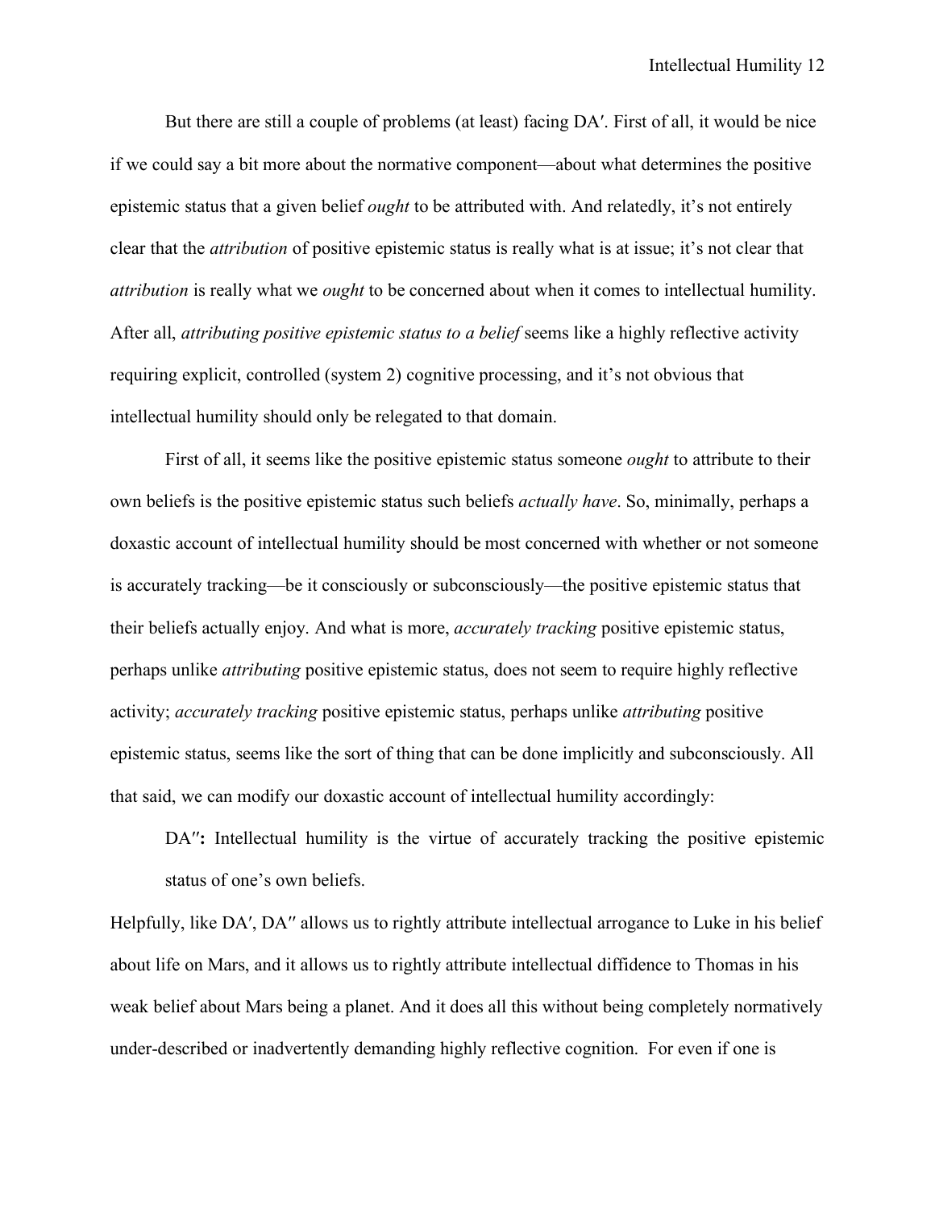But there are still a couple of problems (at least) facing DA′. First of all, it would be nice if we could say a bit more about the normative component—about what determines the positive epistemic status that a given belief *ought* to be attributed with. And relatedly, it's not entirely clear that the *attribution* of positive epistemic status is really what is at issue; it's not clear that *attribution* is really what we *ought* to be concerned about when it comes to intellectual humility. After all, *attributing positive epistemic status to a belief* seems like a highly reflective activity requiring explicit, controlled (system 2) cognitive processing, and it's not obvious that intellectual humility should only be relegated to that domain.

First of all, it seems like the positive epistemic status someone *ought* to attribute to their own beliefs is the positive epistemic status such beliefs *actually have*. So, minimally, perhaps a doxastic account of intellectual humility should be most concerned with whether or not someone is accurately tracking—be it consciously or subconsciously—the positive epistemic status that their beliefs actually enjoy. And what is more, *accurately tracking* positive epistemic status, perhaps unlike *attributing* positive epistemic status, does not seem to require highly reflective activity; *accurately tracking* positive epistemic status, perhaps unlike *attributing* positive epistemic status, seems like the sort of thing that can be done implicitly and subconsciously. All that said, we can modify our doxastic account of intellectual humility accordingly:

> DA″**:** Intellectual humility is the virtue of accurately tracking the positive epistemic status of one's own beliefs.

Helpfully, like DA′, DA″ allows us to rightly attribute intellectual arrogance to Luke in his belief about life on Mars, and it allows us to rightly attribute intellectual diffidence to Thomas in his weak belief about Mars being a planet. And it does all this without being completely normatively under-described or inadvertently demanding highly reflective cognition. For even if one is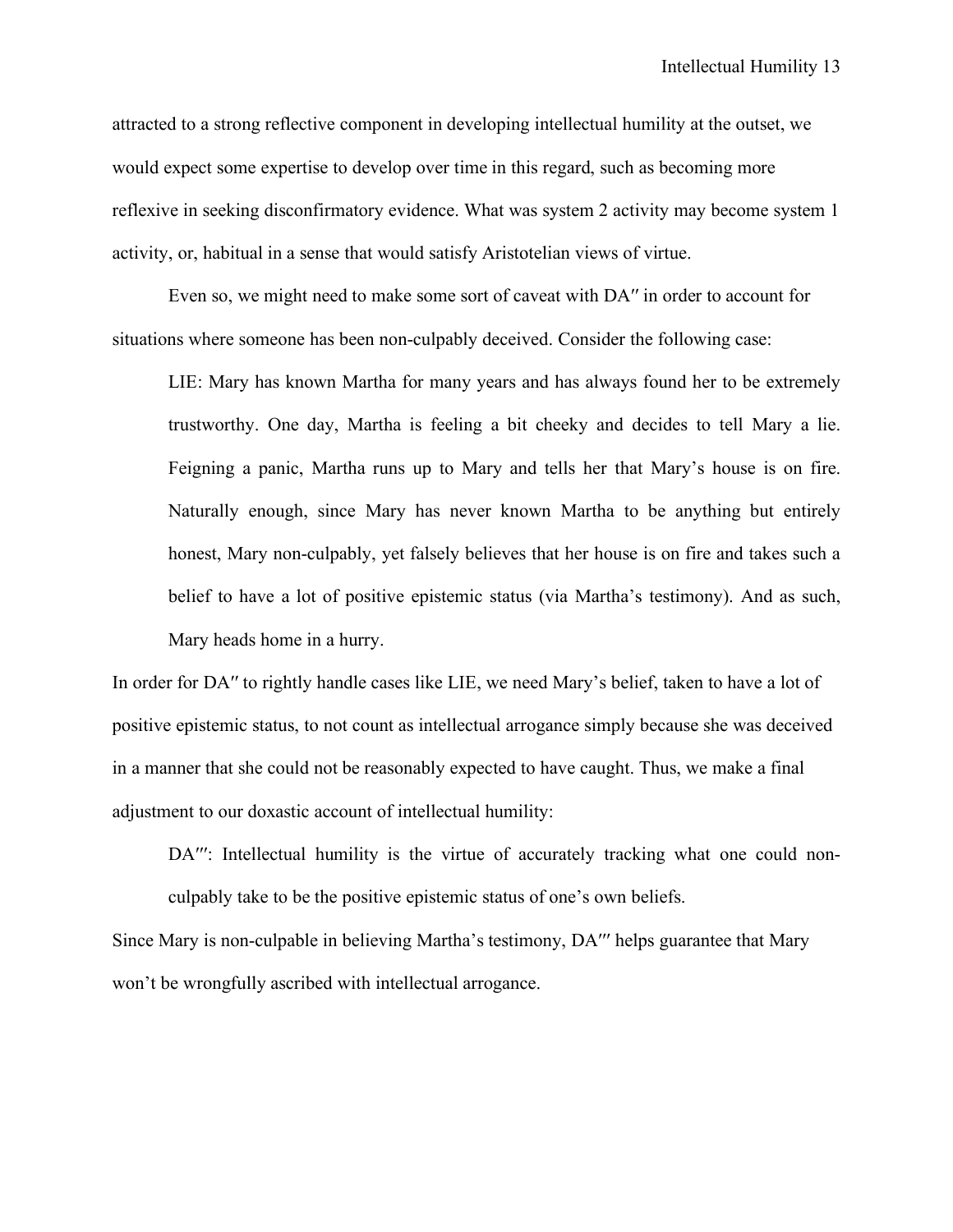attracted to a strong reflective component in developing intellectual humility at the outset, we would expect some expertise to develop over time in this regard, such as becoming more reflexive in seeking disconfirmatory evidence. What was system 2 activity may become system 1 activity, or, habitual in a sense that would satisfy Aristotelian views of virtue.

Even so, we might need to make some sort of caveat with DA″ in order to account for situations where someone has been non-culpably deceived. Consider the following case:

> LIE: Mary has known Martha for many years and has always found her to be extremely trustworthy. One day, Martha is feeling a bit cheeky and decides to tell Mary a lie. Feigning a panic, Martha runs up to Mary and tells her that Mary's house is on fire. Naturally enough, since Mary has never known Martha to be anything but entirely honest, Mary non-culpably, yet falsely believes that her house is on fire and takes such a belief to have a lot of positive epistemic status (via Martha's testimony). And as such, Mary heads home in a hurry.

In order for DA″ to rightly handle cases like LIE, we need Mary's belief, taken to have a lot of positive epistemic status, to not count as intellectual arrogance simply because she was deceived in a manner that she could not be reasonably expected to have caught. Thus, we make a final adjustment to our doxastic account of intellectual humility:

> DA‴: Intellectual humility is the virtue of accurately tracking what one could non-culpably take to be the positive epistemic status of one's own beliefs.

Since Mary is non-culpable in believing Martha's testimony, DA‴ helps guarantee that Mary won't be wrongfully ascribed with intellectual arrogance.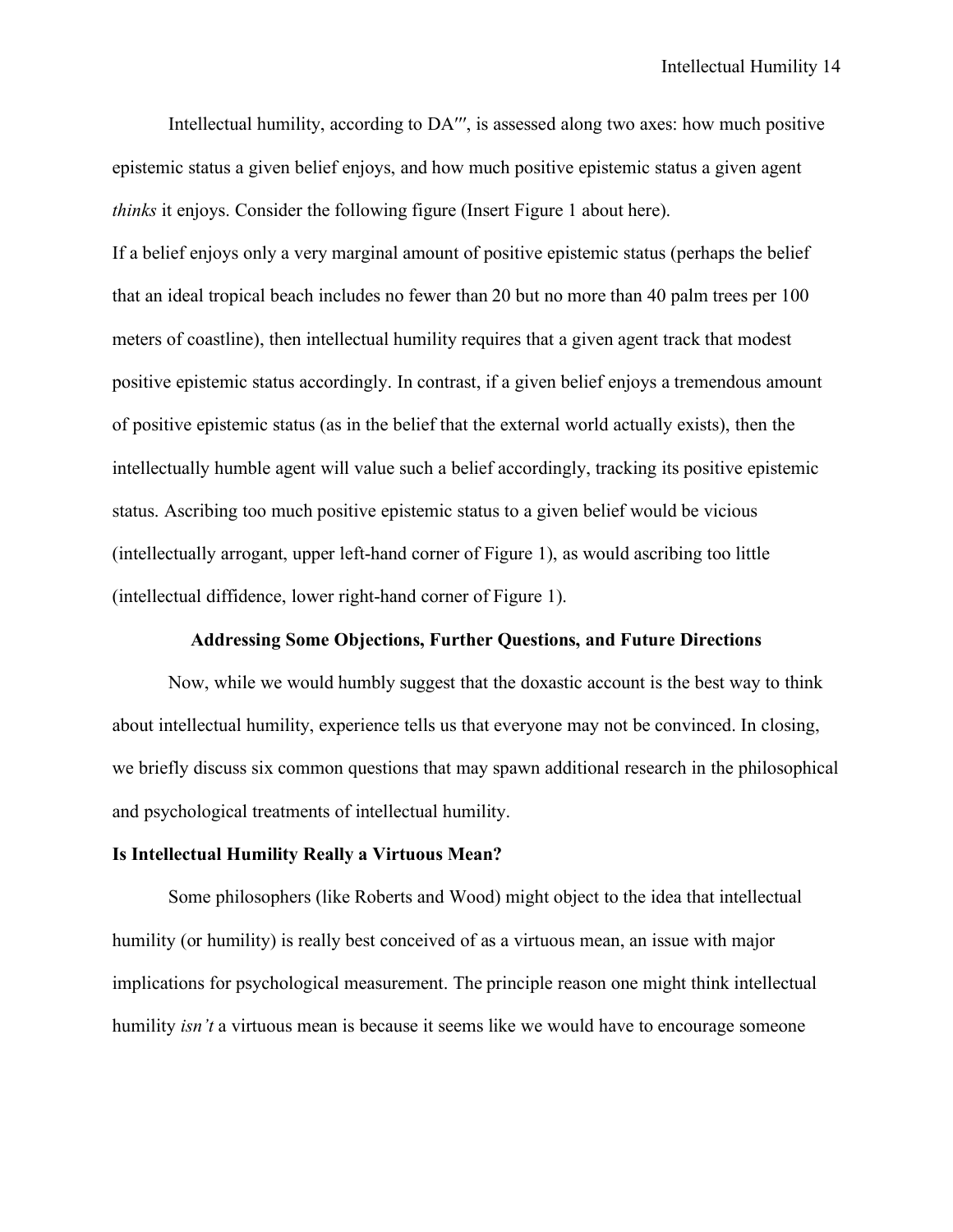Intellectual humility, according to DA‴, is assessed along two axes: how much positive epistemic status a given belief enjoys, and how much positive epistemic status a given agent *thinks* it enjoys. Consider the following figure (Insert Figure 1 about here).

If a belief enjoys only a very marginal amount of positive epistemic status (perhaps the belief that an ideal tropical beach includes no fewer than 20 but no more than 40 palm trees per 100 meters of coastline), then intellectual humility requires that a given agent track that modest positive epistemic status accordingly. In contrast, if a given belief enjoys a tremendous amount of positive epistemic status (as in the belief that the external world actually exists), then the intellectually humble agent will value such a belief accordingly, tracking its positive epistemic status. Ascribing too much positive epistemic status to a given belief would be vicious (intellectually arrogant, upper left-hand corner of Figure 1), as would ascribing too little (intellectual diffidence, lower right-hand corner of Figure 1).

## Addressing Some Objections, Further Questions, and Future Directions

Now, while we would humbly suggest that the doxastic account is the best way to think about intellectual humility, experience tells us that everyone may not be convinced. In closing, we briefly discuss six common questions that may spawn additional research in the philosophical and psychological treatments of intellectual humility.

### Is Intellectual Humility Really a Virtuous Mean?

Some philosophers (like Roberts and Wood) might object to the idea that intellectual humility (or humility) is really best conceived of as a virtuous mean, an issue with major implications for psychological measurement. The principle reason one might think intellectual humility *isn't* a virtuous mean is because it seems like we would have to encourage someone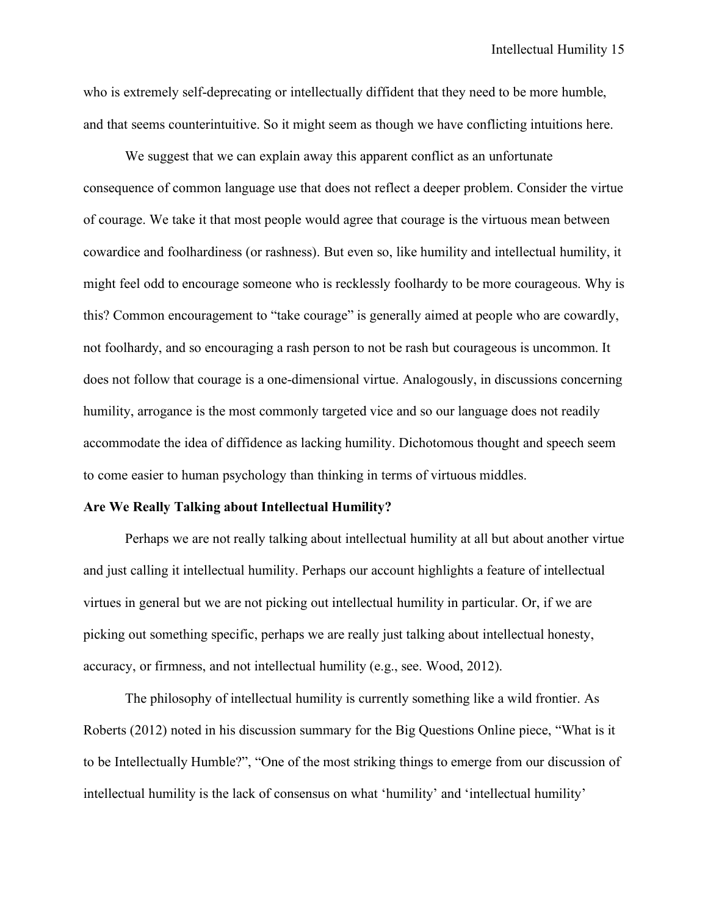who is extremely self-deprecating or intellectually diffident that they need to be more humble, and that seems counterintuitive. So it might seem as though we have conflicting intuitions here.

We suggest that we can explain away this apparent conflict as an unfortunate consequence of common language use that does not reflect a deeper problem. Consider the virtue of courage. We take it that most people would agree that courage is the virtuous mean between cowardice and foolhardiness (or rashness). But even so, like humility and intellectual humility, it might feel odd to encourage someone who is recklessly foolhardy to be more courageous. Why is this? Common encouragement to "take courage" is generally aimed at people who are cowardly, not foolhardy, and so encouraging a rash person to not be rash but courageous is uncommon. It does not follow that courage is a one-dimensional virtue. Analogously, in discussions concerning humility, arrogance is the most commonly targeted vice and so our language does not readily accommodate the idea of diffidence as lacking humility. Dichotomous thought and speech seem to come easier to human psychology than thinking in terms of virtuous middles.

**Are We Really Talking about Intellectual Humility?**

Perhaps we are not really talking about intellectual humility at all but about another virtue and just calling it intellectual humility. Perhaps our account highlights a feature of intellectual virtues in general but we are not picking out intellectual humility in particular. Or, if we are picking out something specific, perhaps we are really just talking about intellectual honesty, accuracy, or firmness, and not intellectual humility (e.g., see. Wood, 2012).

The philosophy of intellectual humility is currently something like a wild frontier. As Roberts (2012) noted in his discussion summary for the Big Questions Online piece, "What is it to be Intellectually Humble?", "One of the most striking things to emerge from our discussion of intellectual humility is the lack of consensus on what 'humility' and 'intellectual humility'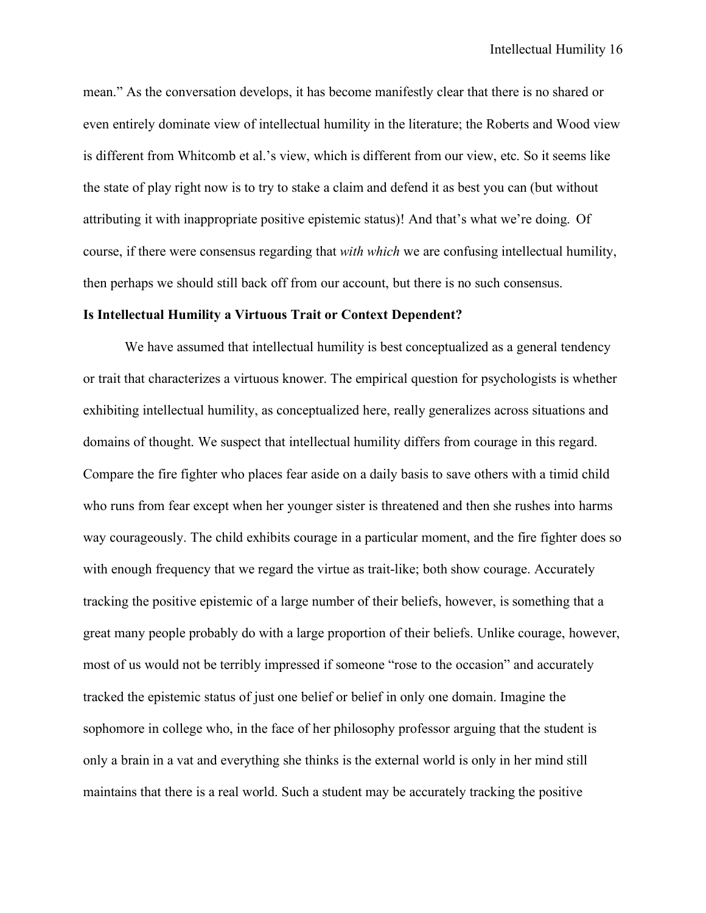mean." As the conversation develops, it has become manifestly clear that there is no shared or even entirely dominate view of intellectual humility in the literature; the Roberts and Wood view is different from Whitcomb et al.'s view, which is different from our view, etc. So it seems like the state of play right now is to try to stake a claim and defend it as best you can (but without attributing it with inappropriate positive epistemic status)! And that's what we're doing. Of course, if there were consensus regarding that *with which* we are confusing intellectual humility, then perhaps we should still back off from our account, but there is no such consensus.

**Is Intellectual Humility a Virtuous Trait or Context Dependent?**

We have assumed that intellectual humility is best conceptualized as a general tendency or trait that characterizes a virtuous knower. The empirical question for psychologists is whether exhibiting intellectual humility, as conceptualized here, really generalizes across situations and domains of thought. We suspect that intellectual humility differs from courage in this regard. Compare the fire fighter who places fear aside on a daily basis to save others with a timid child who runs from fear except when her younger sister is threatened and then she rushes into harms way courageously. The child exhibits courage in a particular moment, and the fire fighter does so with enough frequency that we regard the virtue as trait-like; both show courage. Accurately tracking the positive epistemic of a large number of their beliefs, however, is something that a great many people probably do with a large proportion of their beliefs. Unlike courage, however, most of us would not be terribly impressed if someone "rose to the occasion" and accurately tracked the epistemic status of just one belief or belief in only one domain. Imagine the sophomore in college who, in the face of her philosophy professor arguing that the student is only a brain in a vat and everything she thinks is the external world is only in her mind still maintains that there is a real world. Such a student may be accurately tracking the positive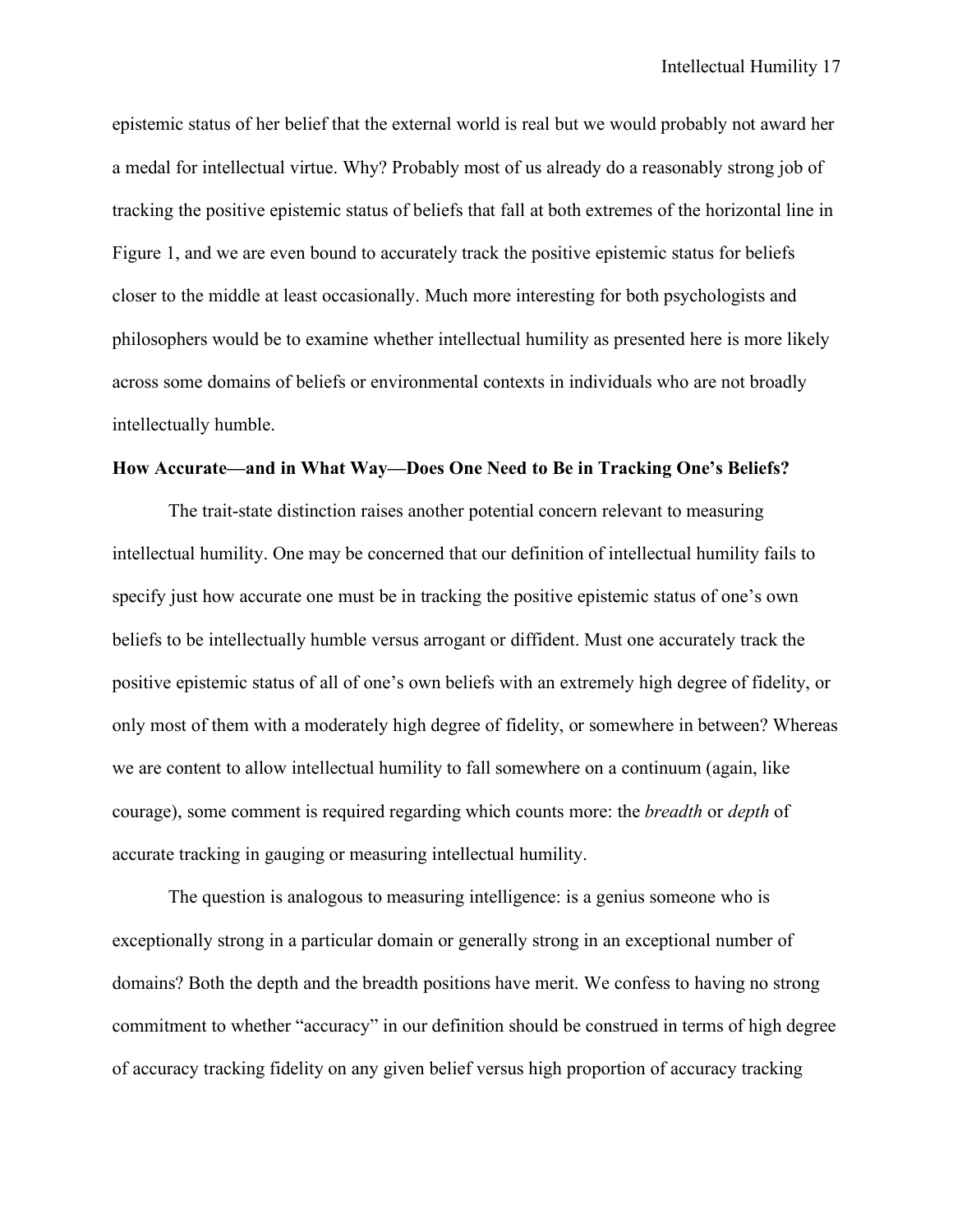epistemic status of her belief that the external world is real but we would probably not award her a medal for intellectual virtue. Why? Probably most of us already do a reasonably strong job of tracking the positive epistemic status of beliefs that fall at both extremes of the horizontal line in Figure 1, and we are even bound to accurately track the positive epistemic status for beliefs closer to the middle at least occasionally. Much more interesting for both psychologists and philosophers would be to examine whether intellectual humility as presented here is more likely across some domains of beliefs or environmental contexts in individuals who are not broadly intellectually humble.

**How Accurate—and in What Way—Does One Need to Be in Tracking One's Beliefs?**

The trait-state distinction raises another potential concern relevant to measuring intellectual humility. One may be concerned that our definition of intellectual humility fails to specify just how accurate one must be in tracking the positive epistemic status of one's own beliefs to be intellectually humble versus arrogant or diffident. Must one accurately track the positive epistemic status of all of one's own beliefs with an extremely high degree of fidelity, or only most of them with a moderately high degree of fidelity, or somewhere in between? Whereas we are content to allow intellectual humility to fall somewhere on a continuum (again, like courage), some comment is required regarding which counts more: the *breadth* or *depth* of accurate tracking in gauging or measuring intellectual humility.

The question is analogous to measuring intelligence: is a genius someone who is exceptionally strong in a particular domain or generally strong in an exceptional number of domains? Both the depth and the breadth positions have merit. We confess to having no strong commitment to whether "accuracy" in our definition should be construed in terms of high degree of accuracy tracking fidelity on any given belief versus high proportion of accuracy tracking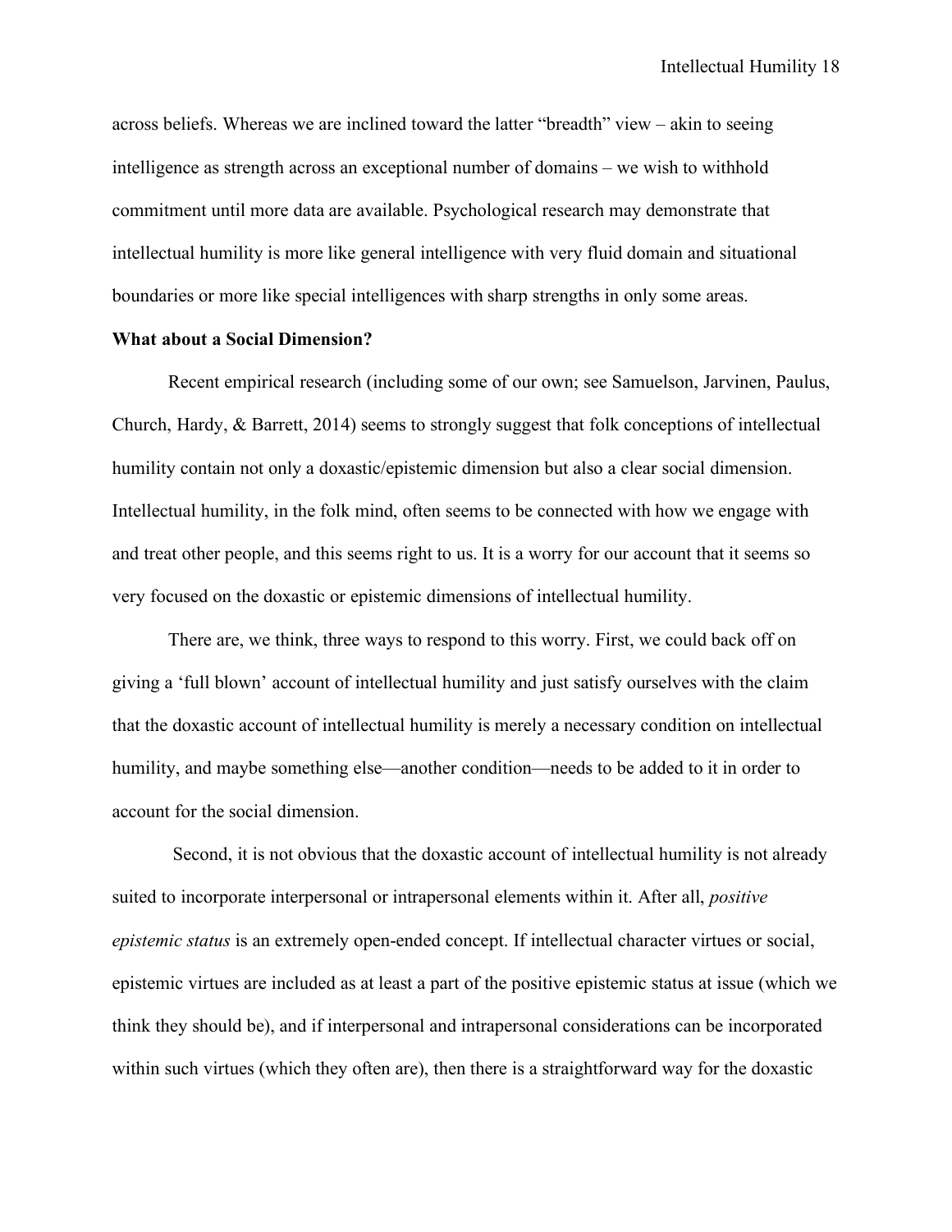across beliefs. Whereas we are inclined toward the latter "breadth" view – akin to seeing intelligence as strength across an exceptional number of domains – we wish to withhold commitment until more data are available. Psychological research may demonstrate that intellectual humility is more like general intelligence with very fluid domain and situational boundaries or more like special intelligences with sharp strengths in only some areas.

**What about a Social Dimension?**

Recent empirical research (including some of our own; see Samuelson, Jarvinen, Paulus, Church, Hardy, & Barrett, 2014) seems to strongly suggest that folk conceptions of intellectual humility contain not only a doxastic/epistemic dimension but also a clear social dimension. Intellectual humility, in the folk mind, often seems to be connected with how we engage with and treat other people, and this seems right to us. It is a worry for our account that it seems so very focused on the doxastic or epistemic dimensions of intellectual humility.

There are, we think, three ways to respond to this worry. First, we could back off on giving a 'full blown' account of intellectual humility and just satisfy ourselves with the claim that the doxastic account of intellectual humility is merely a necessary condition on intellectual humility, and maybe something else—another condition—needs to be added to it in order to account for the social dimension.

Second, it is not obvious that the doxastic account of intellectual humility is not already suited to incorporate interpersonal or intrapersonal elements within it. After all, *positive epistemic status* is an extremely open-ended concept. If intellectual character virtues or social, epistemic virtues are included as at least a part of the positive epistemic status at issue (which we think they should be), and if interpersonal and intrapersonal considerations can be incorporated within such virtues (which they often are), then there is a straightforward way for the doxastic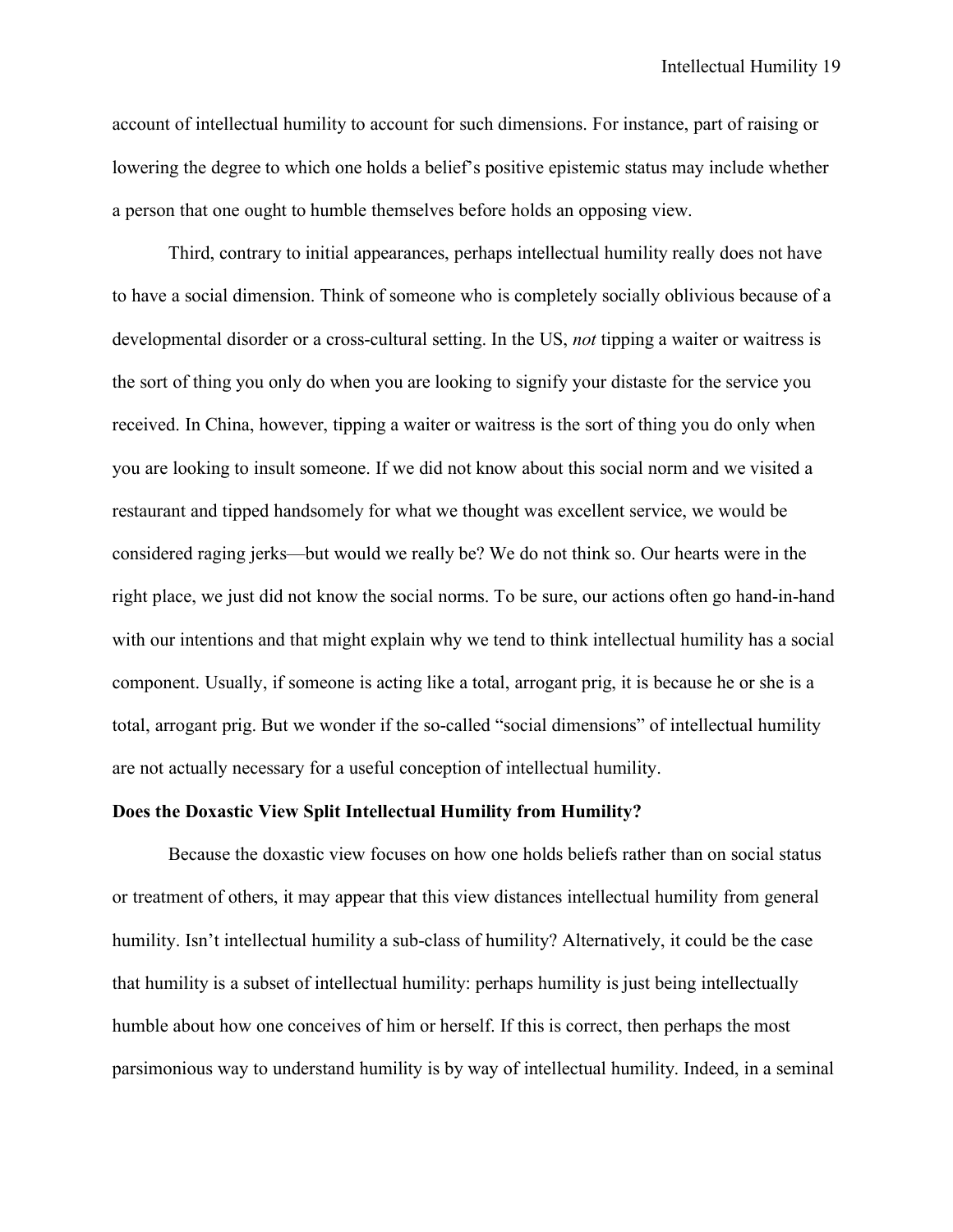account of intellectual humility to account for such dimensions. For instance, part of raising or lowering the degree to which one holds a belief's positive epistemic status may include whether a person that one ought to humble themselves before holds an opposing view.

Third, contrary to initial appearances, perhaps intellectual humility really does not have to have a social dimension. Think of someone who is completely socially oblivious because of a developmental disorder or a cross-cultural setting. In the US, *not* tipping a waiter or waitress is the sort of thing you only do when you are looking to signify your distaste for the service you received. In China, however, tipping a waiter or waitress is the sort of thing you do only when you are looking to insult someone. If we did not know about this social norm and we visited a restaurant and tipped handsomely for what we thought was excellent service, we would be considered raging jerks—but would we really be? We do not think so. Our hearts were in the right place, we just did not know the social norms. To be sure, our actions often go hand-in-hand with our intentions and that might explain why we tend to think intellectual humility has a social component. Usually, if someone is acting like a total, arrogant prig, it is because he or she is a total, arrogant prig. But we wonder if the so-called "social dimensions" of intellectual humility are not actually necessary for a useful conception of intellectual humility.

**Does the Doxastic View Split Intellectual Humility from Humility?**

Because the doxastic view focuses on how one holds beliefs rather than on social status or treatment of others, it may appear that this view distances intellectual humility from general humility. Isn't intellectual humility a sub-class of humility? Alternatively, it could be the case that humility is a subset of intellectual humility: perhaps humility is just being intellectually humble about how one conceives of him or herself. If this is correct, then perhaps the most parsimonious way to understand humility is by way of intellectual humility. Indeed, in a seminal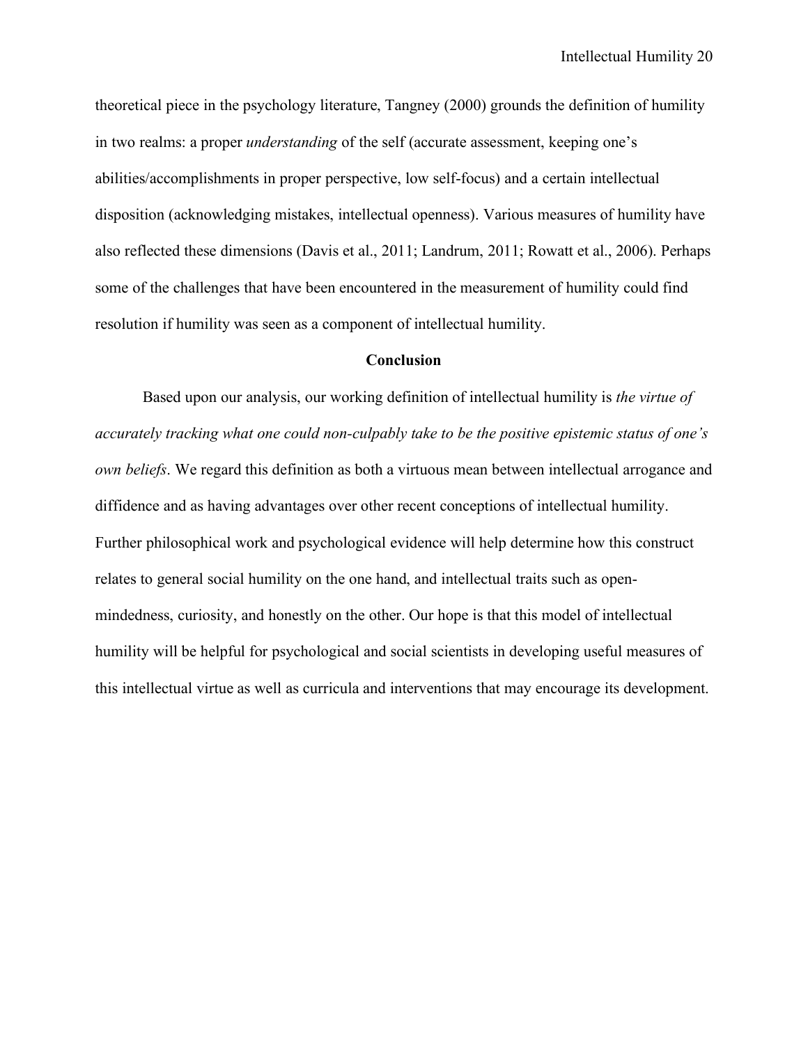theoretical piece in the psychology literature, Tangney (2000) grounds the definition of humility in two realms: a proper *understanding* of the self (accurate assessment, keeping one's abilities/accomplishments in proper perspective, low self-focus) and a certain intellectual disposition (acknowledging mistakes, intellectual openness). Various measures of humility have also reflected these dimensions (Davis et al., 2011; Landrum, 2011; Rowatt et al., 2006). Perhaps some of the challenges that have been encountered in the measurement of humility could find resolution if humility was seen as a component of intellectual humility.

## Conclusion

Based upon our analysis, our working definition of intellectual humility is *the virtue of accurately tracking what one could non-culpably take to be the positive epistemic status of one's own beliefs*. We regard this definition as both a virtuous mean between intellectual arrogance and diffidence and as having advantages over other recent conceptions of intellectual humility. Further philosophical work and psychological evidence will help determine how this construct relates to general social humility on the one hand, and intellectual traits such as open-mindedness, curiosity, and honestly on the other. Our hope is that this model of intellectual humility will be helpful for psychological and social scientists in developing useful measures of this intellectual virtue as well as curricula and interventions that may encourage its development.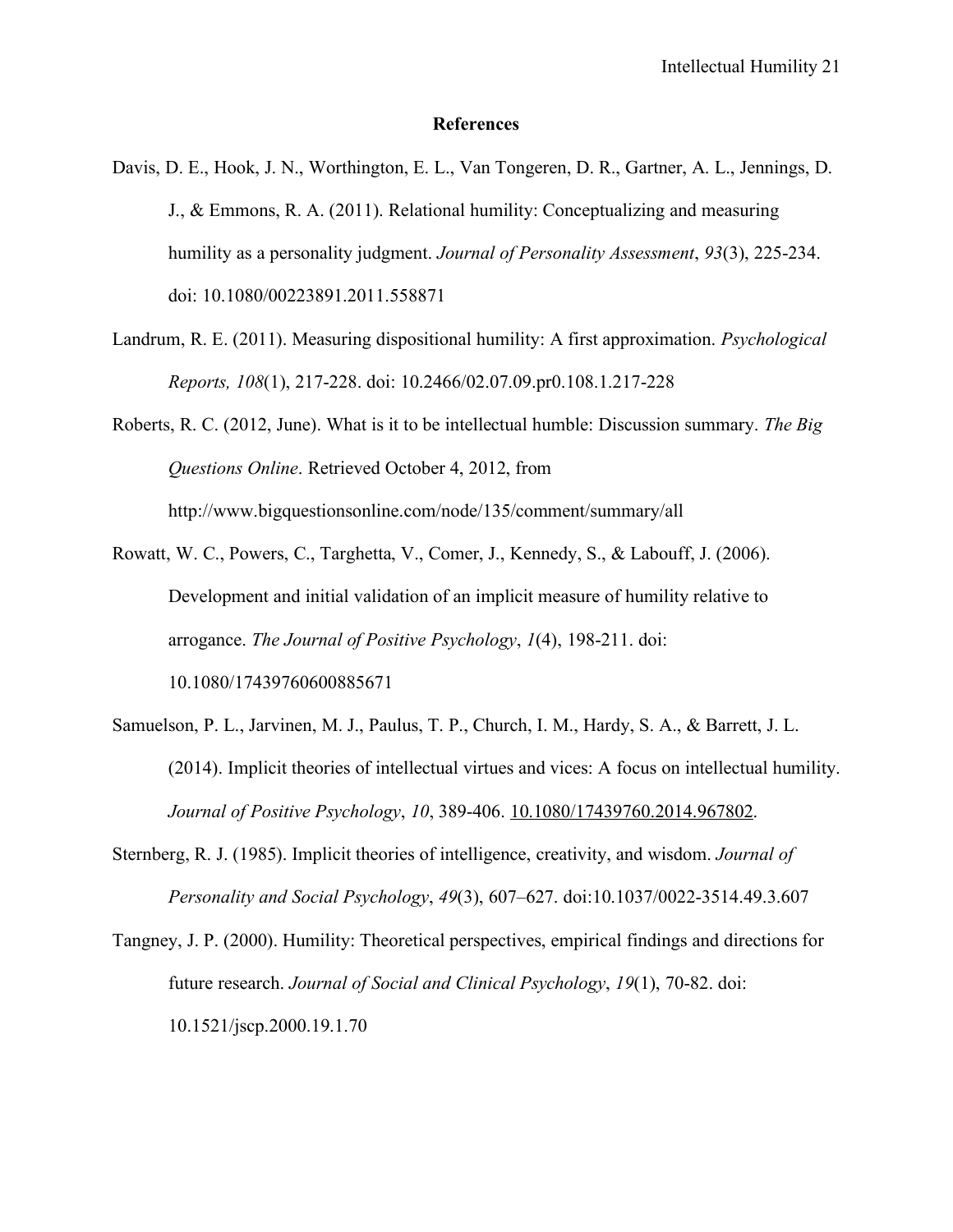# References

Davis, D. E., Hook, J. N., Worthington, E. L., Van Tongeren, D. R., Gartner, A. L., Jennings, D. J., & Emmons, R. A. (2011). Relational humility: Conceptualizing and measuring humility as a personality judgment. *Journal of Personality Assessment*, *93*(3), 225-234. doi: 10.1080/00223891.2011.558871

Landrum, R. E. (2011). Measuring dispositional humility: A first approximation. *Psychological Reports, 108*(1), 217-228. doi: 10.2466/02.07.09.pr0.108.1.217-228

Roberts, R. C. (2012, June). What is it to be intellectual humble: Discussion summary. *The Big Questions Online*. Retrieved October 4, 2012, from http://www.bigquestionsonline.com/node/135/comment/summary/all

Rowatt, W. C., Powers, C., Targhetta, V., Comer, J., Kennedy, S., & Labouff, J. (2006). Development and initial validation of an implicit measure of humility relative to arrogance. *The Journal of Positive Psychology*, *1*(4), 198-211. doi: 10.1080/17439760600885671

Samuelson, P. L., Jarvinen, M. J., Paulus, T. P., Church, I. M., Hardy, S. A., & Barrett, J. L. (2014). Implicit theories of intellectual virtues and vices: A focus on intellectual humility. *Journal of Positive Psychology*, *10*, 389-406. 10.1080/17439760.2014.967802.

Sternberg, R. J. (1985). Implicit theories of intelligence, creativity, and wisdom. *Journal of Personality and Social Psychology*, *49*(3), 607–627. doi:10.1037/0022-3514.49.3.607

Tangney, J. P. (2000). Humility: Theoretical perspectives, empirical findings and directions for future research. *Journal of Social and Clinical Psychology*, *19*(1), 70-82. doi: 10.1521/jscp.2000.19.1.70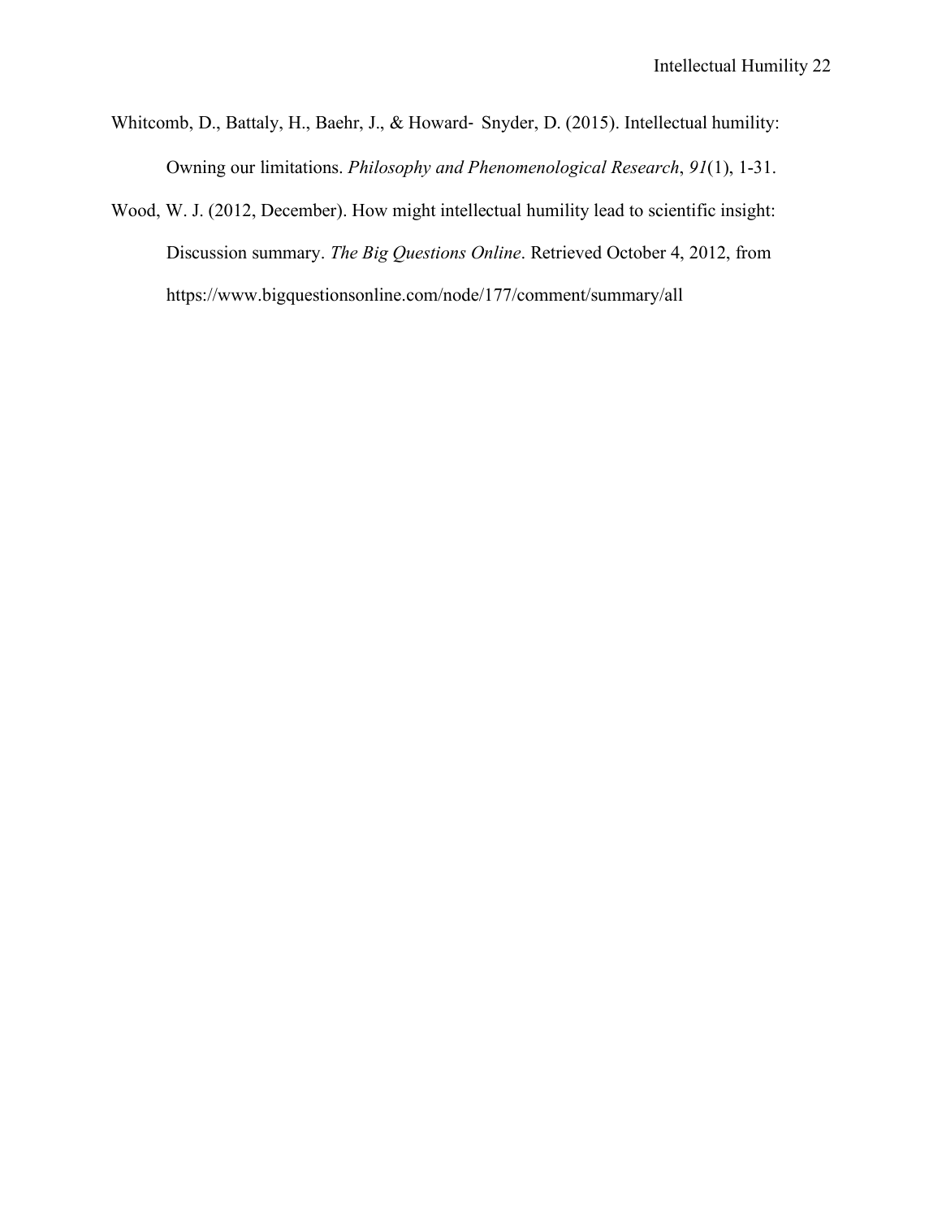Whitcomb, D., Battaly, H., Baehr, J., & Howard- Snyder, D. (2015). Intellectual humility: Owning our limitations. *Philosophy and Phenomenological Research*, *91*(1), 1-31.

Wood, W. J. (2012, December). How might intellectual humility lead to scientific insight: Discussion summary. *The Big Questions Online*. Retrieved October 4, 2012, from https://www.bigquestionsonline.com/node/177/comment/summary/all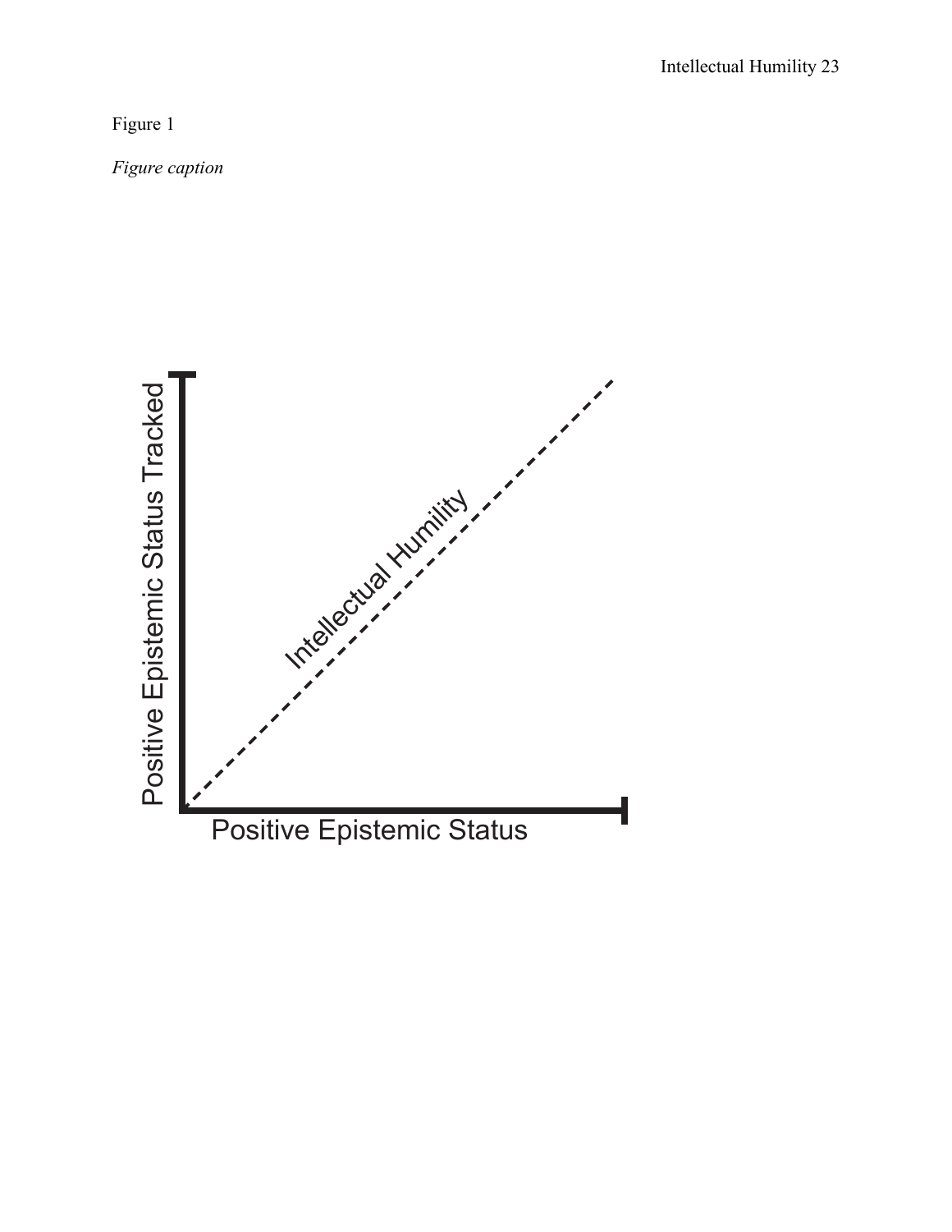Figure 1

*Figure caption*

Positive Epistemic Status Tracked

Intellectual Humility

Positive Epistemic Status